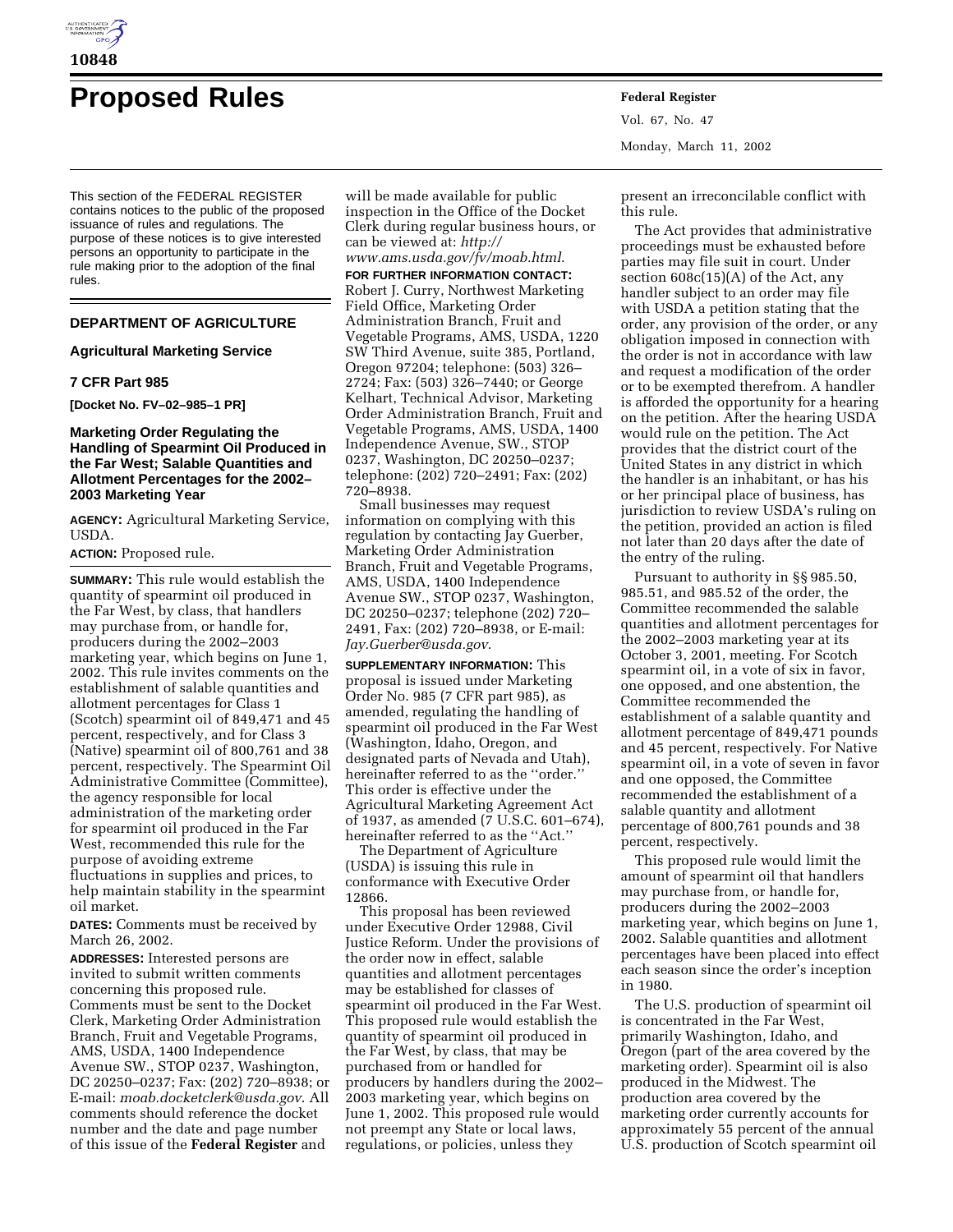# Proposed Rules

This section of the FEDERAL REGISTER contains notices to the public of the proposed issuance of rules and regulations. The purpose of these notices is to give interested persons an opportunity to participate in the rule making prior to the adoption of the final rules.

## DEPARTMENT OF AGRICULTURE

### Agricultural Marketing Service

### 7 CFR Part 985

**[Docket No. FV–02–985–1 PR]**

### Marketing Order Regulating the Handling of Spearmint Oil Produced in the Far West; Salable Quantities and Allotment Percentages for the 2002–2003 Marketing Year

**AGENCY:** Agricultural Marketing Service, USDA.

**ACTION:** Proposed rule.

**SUMMARY:** This rule would establish the quantity of spearmint oil produced in the Far West, by class, that handlers may purchase from, or handle for, producers during the 2002–2003 marketing year, which begins on June 1, 2002. This rule invites comments on the establishment of salable quantities and allotment percentages for Class 1 (Scotch) spearmint oil of 849,471 and 45 percent, respectively, and for Class 3 (Native) spearmint oil of 800,761 and 38 percent, respectively. The Spearmint Oil Administrative Committee (Committee), the agency responsible for local administration of the marketing order for spearmint oil produced in the Far West, recommended this rule for the purpose of avoiding extreme fluctuations in supplies and prices, to help maintain stability in the spearmint oil market.

**DATES:** Comments must be received by March 26, 2002.

**ADDRESSES:** Interested persons are invited to submit written comments concerning this proposed rule. Comments must be sent to the Docket Clerk, Marketing Order Administration Branch, Fruit and Vegetable Programs, AMS, USDA, 1400 Independence Avenue SW., STOP 0237, Washington, DC 20250–0237; Fax: (202) 720–8938; or E-mail: *moab.docketclerk@usda.gov*. All comments should reference the docket number and the date and page number of this issue of the **Federal Register** and will be made available for public inspection in the Office of the Docket Clerk during regular business hours, or can be viewed at: *http://www.ams.usda.gov/fv/moab.html*.

**FOR FURTHER INFORMATION CONTACT:** Robert J. Curry, Northwest Marketing Field Office, Marketing Order Administration Branch, Fruit and Vegetable Programs, AMS, USDA, 1220 SW Third Avenue, suite 385, Portland, Oregon 97204; telephone: (503) 326–2724; Fax: (503) 326–7440; or George Kelhart, Technical Advisor, Marketing Order Administration Branch, Fruit and Vegetable Programs, AMS, USDA, 1400 Independence Avenue, SW., STOP 0237, Washington, DC 20250–0237; telephone: (202) 720–2491; Fax: (202) 720–8938.

Small businesses may request information on complying with this regulation by contacting Jay Guerber, Marketing Order Administration Branch, Fruit and Vegetable Programs, AMS, USDA, 1400 Independence Avenue SW., STOP 0237, Washington, DC 20250–0237; telephone (202) 720–2491, Fax: (202) 720–8938, or E-mail: *Jay.Guerber@usda.gov*.

**SUPPLEMENTARY INFORMATION:** This proposal is issued under Marketing Order No. 985 (7 CFR part 985), as amended, regulating the handling of spearmint oil produced in the Far West (Washington, Idaho, Oregon, and designated parts of Nevada and Utah), hereinafter referred to as the "order." This order is effective under the Agricultural Marketing Agreement Act of 1937, as amended (7 U.S.C. 601–674), hereinafter referred to as the "Act."

The Department of Agriculture (USDA) is issuing this rule in conformance with Executive Order 12866.

This proposal has been reviewed under Executive Order 12988, Civil Justice Reform. Under the provisions of the order now in effect, salable quantities and allotment percentages may be established for classes of spearmint oil produced in the Far West. This proposed rule would establish the quantity of spearmint oil produced in the Far West, by class, that may be purchased from or handled for producers by handlers during the 2002–2003 marketing year, which begins on June 1, 2002. This proposed rule would not preempt any State or local laws, regulations, or policies, unless they present an irreconcilable conflict with this rule.

The Act provides that administrative proceedings must be exhausted before parties may file suit in court. Under section 608c(15)(A) of the Act, any handler subject to an order may file with USDA a petition stating that the order, any provision of the order, or any obligation imposed in connection with the order is not in accordance with law and request a modification of the order or to be exempted therefrom. A handler is afforded the opportunity for a hearing on the petition. After the hearing USDA would rule on the petition. The Act provides that the district court of the United States in any district in which the handler is an inhabitant, or has his or her principal place of business, has jurisdiction to review USDA's ruling on the petition, provided an action is filed not later than 20 days after the date of the entry of the ruling.

Pursuant to authority in §§ 985.50, 985.51, and 985.52 of the order, the Committee recommended the salable quantities and allotment percentages for the 2002–2003 marketing year at its October 3, 2001, meeting. For Scotch spearmint oil, in a vote of six in favor, one opposed, and one abstention, the Committee recommended the establishment of a salable quantity and allotment percentage of 849,471 pounds and 45 percent, respectively. For Native spearmint oil, in a vote of seven in favor and one opposed, the Committee recommended the establishment of a salable quantity and allotment percentage of 800,761 pounds and 38 percent, respectively.

This proposed rule would limit the amount of spearmint oil that handlers may purchase from, or handle for, producers during the 2002–2003 marketing year, which begins on June 1, 2002. Salable quantities and allotment percentages have been placed into effect each season since the order's inception in 1980.

The U.S. production of spearmint oil is concentrated in the Far West, primarily Washington, Idaho, and Oregon (part of the area covered by the marketing order). Spearmint oil is also produced in the Midwest. The production area covered by the marketing order currently accounts for approximately 55 percent of the annual U.S. production of Scotch spearmint oil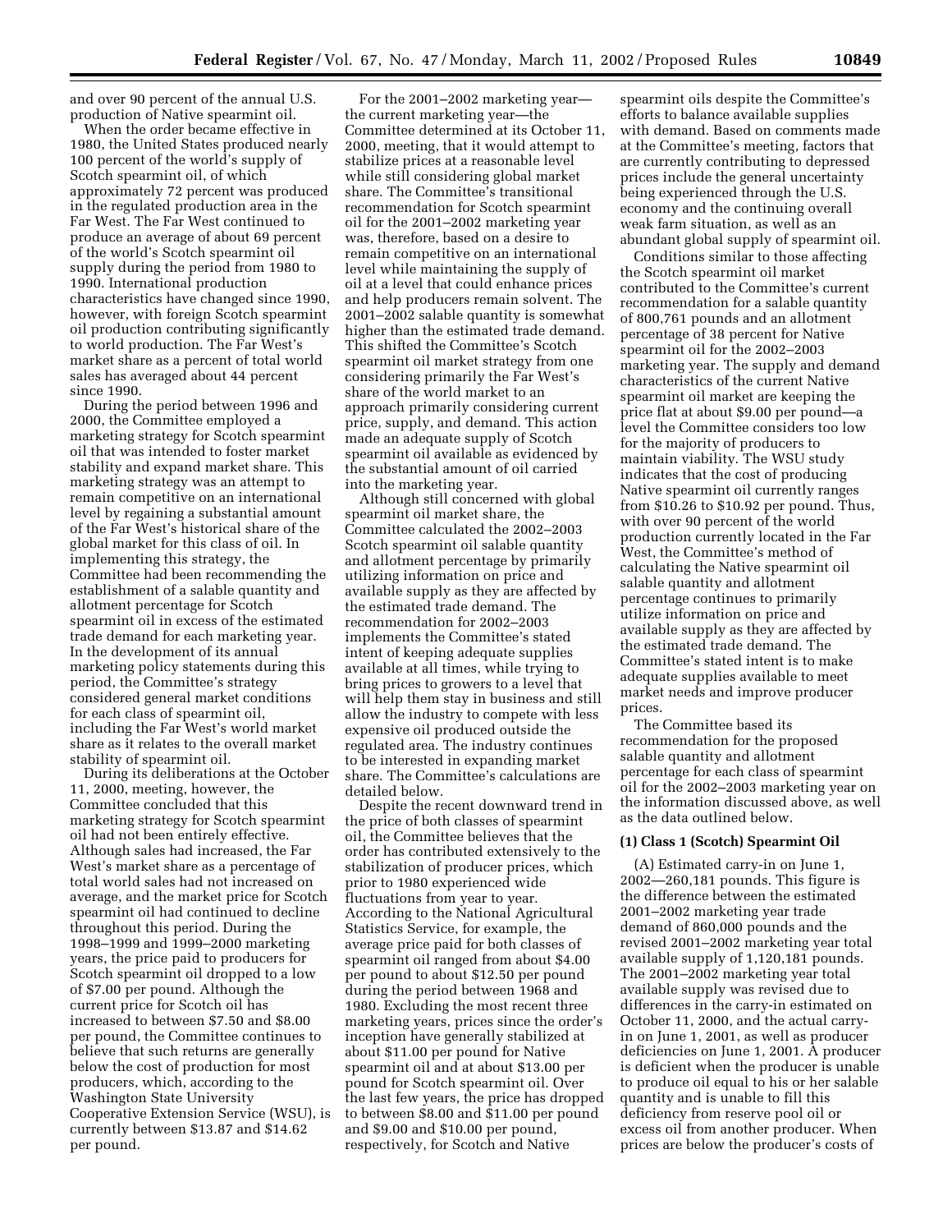and over 90 percent of the annual U.S. production of Native spearmint oil.

When the order became effective in 1980, the United States produced nearly 100 percent of the world's supply of Scotch spearmint oil, of which approximately 72 percent was produced in the regulated production area in the Far West. The Far West continued to produce an average of about 69 percent of the world's Scotch spearmint oil supply during the period from 1980 to 1990. International production characteristics have changed since 1990, however, with foreign Scotch spearmint oil production contributing significantly to world production. The Far West's market share as a percent of total world sales has averaged about 44 percent since 1990.

During the period between 1996 and 2000, the Committee employed a marketing strategy for Scotch spearmint oil that was intended to foster market stability and expand market share. This marketing strategy was an attempt to remain competitive on an international level by regaining a substantial amount of the Far West's historical share of the global market for this class of oil. In implementing this strategy, the Committee had been recommending the establishment of a salable quantity and allotment percentage for Scotch spearmint oil in excess of the estimated trade demand for each marketing year. In the development of its annual marketing policy statements during this period, the Committee's strategy considered general market conditions for each class of spearmint oil, including the Far West's world market share as it relates to the overall market stability of spearmint oil.

During its deliberations at the October 11, 2000, meeting, however, the Committee concluded that this marketing strategy for Scotch spearmint oil had not been entirely effective. Although sales had increased, the Far West's market share as a percentage of total world sales had not increased on average, and the market price for Scotch spearmint oil had continued to decline throughout this period. During the 1998–1999 and 1999–2000 marketing years, the price paid to producers for Scotch spearmint oil dropped to a low of $7.00 per pound. Although the current price for Scotch oil has increased to between $7.50 and $8.00 per pound, the Committee continues to believe that such returns are generally below the cost of production for most producers, which, according to the Washington State University Cooperative Extension Service (WSU), is currently between $13.87 and $14.62 per pound.

For the 2001–2002 marketing year—the current marketing year—the Committee determined at its October 11, 2000, meeting, that it would attempt to stabilize prices at a reasonable level while still considering global market share. The Committee's transitional recommendation for Scotch spearmint oil for the 2001–2002 marketing year was, therefore, based on a desire to remain competitive on an international level while maintaining the supply of oil at a level that could enhance prices and help producers remain solvent. The 2001–2002 salable quantity is somewhat higher than the estimated trade demand. This shifted the Committee's Scotch spearmint oil market strategy from one considering primarily the Far West's share of the world market to an approach primarily considering current price, supply, and demand. This action made an adequate supply of Scotch spearmint oil available as evidenced by the substantial amount of oil carried into the marketing year.

Although still concerned with global spearmint oil market share, the Committee calculated the 2002–2003 Scotch spearmint oil salable quantity and allotment percentage by primarily utilizing information on price and available supply as they are affected by the estimated trade demand. The recommendation for 2002–2003 implements the Committee's stated intent of keeping adequate supplies available at all times, while trying to bring prices to growers to a level that will help them stay in business and still allow the industry to compete with less expensive oil produced outside the regulated area. The industry continues to be interested in expanding market share. The Committee's calculations are detailed below.

Despite the recent downward trend in the price of both classes of spearmint oil, the Committee believes that the order has contributed extensively to the stabilization of producer prices, which prior to 1980 experienced wide fluctuations from year to year. According to the National Agricultural Statistics Service, for example, the average price paid for both classes of spearmint oil ranged from about $4.00 per pound to about $12.50 per pound during the period between 1968 and 1980. Excluding the most recent three marketing years, prices since the order's inception have generally stabilized at about $11.00 per pound for Native spearmint oil and at about $13.00 per pound for Scotch spearmint oil. Over the last few years, the price has dropped to between $8.00 and $11.00 per pound and $9.00 and $10.00 per pound, respectively, for Scotch and Native spearmint oils despite the Committee's efforts to balance available supplies with demand. Based on comments made at the Committee's meeting, factors that are currently contributing to depressed prices include the general uncertainty being experienced through the U.S. economy and the continuing overall weak farm situation, as well as an abundant global supply of spearmint oil.

Conditions similar to those affecting the Scotch spearmint oil market contributed to the Committee's current recommendation for a salable quantity of 800,761 pounds and an allotment percentage of 38 percent for Native spearmint oil for the 2002–2003 marketing year. The supply and demand characteristics of the current Native spearmint oil market are keeping the price flat at about $9.00 per pound—a level the Committee considers too low for the majority of producers to maintain viability. The WSU study indicates that the cost of producing Native spearmint oil currently ranges from $10.26 to $10.92 per pound. Thus, with over 90 percent of the world production currently located in the Far West, the Committee's method of calculating the Native spearmint oil salable quantity and allotment percentage continues to primarily utilize information on price and available supply as they are affected by the estimated trade demand. The Committee's stated intent is to make adequate supplies available to meet market needs and improve producer prices.

The Committee based its recommendation for the proposed salable quantity and allotment percentage for each class of spearmint oil for the 2002–2003 marketing year on the information discussed above, as well as the data outlined below.

**(1) Class 1 (Scotch) Spearmint Oil**

(A) Estimated carry-in on June 1, 2002—260,181 pounds. This figure is the difference between the estimated 2001–2002 marketing year trade demand of 860,000 pounds and the revised 2001–2002 marketing year total available supply of 1,120,181 pounds. The 2001–2002 marketing year total available supply was revised due to differences in the carry-in estimated on October 11, 2000, and the actual carry-in on June 1, 2001, as well as producer deficiencies on June 1, 2001. A producer is deficient when the producer is unable to produce oil equal to his or her salable quantity and is unable to fill this deficiency from reserve pool oil or excess oil from another producer. When prices are below the producer's costs of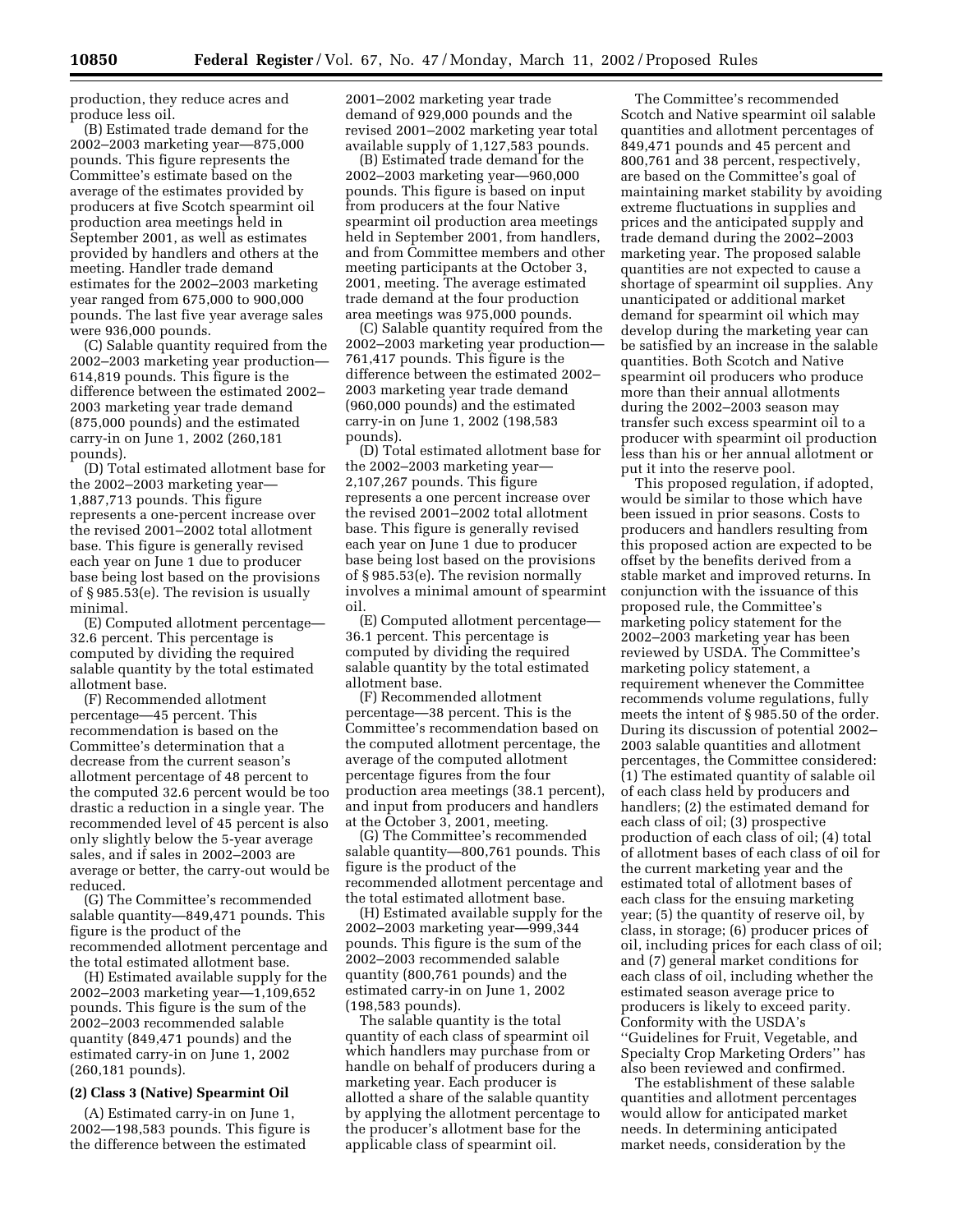production, they reduce acres and produce less oil.

(B) Estimated trade demand for the 2002–2003 marketing year—875,000 pounds. This figure represents the Committee's estimate based on the average of the estimates provided by producers at five Scotch spearmint oil production area meetings held in September 2001, as well as estimates provided by handlers and others at the meeting. Handler trade demand estimates for the 2002–2003 marketing year ranged from 675,000 to 900,000 pounds. The last five year average sales were 936,000 pounds.

(C) Salable quantity required from the 2002–2003 marketing year production—614,819 pounds. This figure is the difference between the estimated 2002–2003 marketing year trade demand (875,000 pounds) and the estimated carry-in on June 1, 2002 (260,181 pounds).

(D) Total estimated allotment base for the 2002–2003 marketing year—1,887,713 pounds. This figure represents a one-percent increase over the revised 2001–2002 total allotment base. This figure is generally revised each year on June 1 due to producer base being lost based on the provisions of § 985.53(e). The revision is usually minimal.

(E) Computed allotment percentage—32.6 percent. This percentage is computed by dividing the required salable quantity by the total estimated allotment base.

(F) Recommended allotment percentage—45 percent. This recommendation is based on the Committee's determination that a decrease from the current season's allotment percentage of 48 percent to the computed 32.6 percent would be too drastic a reduction in a single year. The recommended level of 45 percent is also only slightly below the 5-year average sales, and if sales in 2002–2003 are average or better, the carry-out would be reduced.

(G) The Committee's recommended salable quantity—849,471 pounds. This figure is the product of the recommended allotment percentage and the total estimated allotment base.

(H) Estimated available supply for the 2002–2003 marketing year—1,109,652 pounds. This figure is the sum of the 2002–2003 recommended salable quantity (849,471 pounds) and the estimated carry-in on June 1, 2002 (260,181 pounds).

**(2) Class 3 (Native) Spearmint Oil**

(A) Estimated carry-in on June 1, 2002—198,583 pounds. This figure is the difference between the estimated 2001–2002 marketing year trade demand of 929,000 pounds and the revised 2001–2002 marketing year total available supply of 1,127,583 pounds.

(B) Estimated trade demand for the 2002–2003 marketing year—960,000 pounds. This figure is based on input from producers at the four Native spearmint oil production area meetings held in September 2001, from handlers, and from Committee members and other meeting participants at the October 3, 2001, meeting. The average estimated trade demand at the four production area meetings was 975,000 pounds.

(C) Salable quantity required from the 2002–2003 marketing year production—761,417 pounds. This figure is the difference between the estimated 2002–2003 marketing year trade demand (960,000 pounds) and the estimated carry-in on June 1, 2002 (198,583 pounds).

(D) Total estimated allotment base for the 2002–2003 marketing year—2,107,267 pounds. This figure represents a one percent increase over the revised 2001–2002 total allotment base. This figure is generally revised each year on June 1 due to producer base being lost based on the provisions of § 985.53(e). The revision normally involves a minimal amount of spearmint oil.

(E) Computed allotment percentage—36.1 percent. This percentage is computed by dividing the required salable quantity by the total estimated allotment base.

(F) Recommended allotment percentage—38 percent. This is the Committee's recommendation based on the computed allotment percentage, the average of the computed allotment percentage figures from the four production area meetings (38.1 percent), and input from producers and handlers at the October 3, 2001, meeting.

(G) The Committee's recommended salable quantity—800,761 pounds. This figure is the product of the recommended allotment percentage and the total estimated allotment base.

(H) Estimated available supply for the 2002–2003 marketing year—999,344 pounds. This figure is the sum of the 2002–2003 recommended salable quantity (800,761 pounds) and the estimated carry-in on June 1, 2002 (198,583 pounds).

The salable quantity is the total quantity of each class of spearmint oil which handlers may purchase from or handle on behalf of producers during a marketing year. Each producer is allotted a share of the salable quantity by applying the allotment percentage to the producer's allotment base for the applicable class of spearmint oil.

The Committee's recommended Scotch and Native spearmint oil salable quantities and allotment percentages of 849,471 pounds and 45 percent and 800,761 and 38 percent, respectively, are based on the Committee's goal of maintaining market stability by avoiding extreme fluctuations in supplies and prices and the anticipated supply and trade demand during the 2002–2003 marketing year. The proposed salable quantities are not expected to cause a shortage of spearmint oil supplies. Any unanticipated or additional market demand for spearmint oil which may develop during the marketing year can be satisfied by an increase in the salable quantities. Both Scotch and Native spearmint oil producers who produce more than their annual allotments during the 2002–2003 season may transfer such excess spearmint oil to a producer with spearmint oil production less than his or her annual allotment or put it into the reserve pool.

This proposed regulation, if adopted, would be similar to those which have been issued in prior seasons. Costs to producers and handlers resulting from this proposed action are expected to be offset by the benefits derived from a stable market and improved returns. In conjunction with the issuance of this proposed rule, the Committee's marketing policy statement for the 2002–2003 marketing year has been reviewed by USDA. The Committee's marketing policy statement, a requirement whenever the Committee recommends volume regulations, fully meets the intent of § 985.50 of the order. During its discussion of potential 2002–2003 salable quantities and allotment percentages, the Committee considered: (1) The estimated quantity of salable oil of each class held by producers and handlers; (2) the estimated demand for each class of oil; (3) prospective production of each class of oil; (4) total of allotment bases of each class of oil for the current marketing year and the estimated total of allotment bases of each class for the ensuing marketing year; (5) the quantity of reserve oil, by class, in storage; (6) producer prices of oil, including prices for each class of oil; and (7) general market conditions for each class of oil, including whether the estimated season average price to producers is likely to exceed parity. Conformity with the USDA's "Guidelines for Fruit, Vegetable, and Specialty Crop Marketing Orders" has also been reviewed and confirmed.

The establishment of these salable quantities and allotment percentages would allow for anticipated market needs. In determining anticipated market needs, consideration by the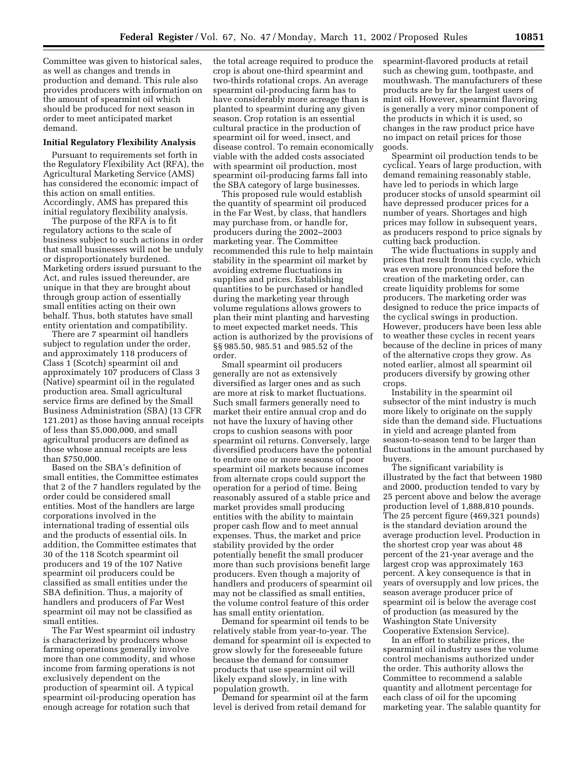Committee was given to historical sales, as well as changes and trends in production and demand. This rule also provides producers with information on the amount of spearmint oil which should be produced for next season in order to meet anticipated market demand.

**Initial Regulatory Flexibility Analysis**

Pursuant to requirements set forth in the Regulatory Flexibility Act (RFA), the Agricultural Marketing Service (AMS) has considered the economic impact of this action on small entities. Accordingly, AMS has prepared this initial regulatory flexibility analysis.

The purpose of the RFA is to fit regulatory actions to the scale of business subject to such actions in order that small businesses will not be unduly or disproportionately burdened. Marketing orders issued pursuant to the Act, and rules issued thereunder, are unique in that they are brought about through group action of essentially small entities acting on their own behalf. Thus, both statutes have small entity orientation and compatibility.

There are 7 spearmint oil handlers subject to regulation under the order, and approximately 118 producers of Class 1 (Scotch) spearmint oil and approximately 107 producers of Class 3 (Native) spearmint oil in the regulated production area. Small agricultural service firms are defined by the Small Business Administration (SBA) (13 CFR 121.201) as those having annual receipts of less than $5,000,000, and small agricultural producers are defined as those whose annual receipts are less than $750,000.

Based on the SBA's definition of small entities, the Committee estimates that 2 of the 7 handlers regulated by the order could be considered small entities. Most of the handlers are large corporations involved in the international trading of essential oils and the products of essential oils. In addition, the Committee estimates that 30 of the 118 Scotch spearmint oil producers and 19 of the 107 Native spearmint oil producers could be classified as small entities under the SBA definition. Thus, a majority of handlers and producers of Far West spearmint oil may not be classified as small entities.

The Far West spearmint oil industry is characterized by producers whose farming operations generally involve more than one commodity, and whose income from farming operations is not exclusively dependent on the production of spearmint oil. A typical spearmint oil-producing operation has enough acreage for rotation such that the total acreage required to produce the crop is about one-third spearmint and two-thirds rotational crops. An average spearmint oil-producing farm has to have considerably more acreage than is planted to spearmint during any given season. Crop rotation is an essential cultural practice in the production of spearmint oil for weed, insect, and disease control. To remain economically viable with the added costs associated with spearmint oil production, most spearmint oil-producing farms fall into the SBA category of large businesses.

This proposed rule would establish the quantity of spearmint oil produced in the Far West, by class, that handlers may purchase from, or handle for, producers during the 2002–2003 marketing year. The Committee recommended this rule to help maintain stability in the spearmint oil market by avoiding extreme fluctuations in supplies and prices. Establishing quantities to be purchased or handled during the marketing year through volume regulations allows growers to plan their mint planting and harvesting to meet expected market needs. This action is authorized by the provisions of §§ 985.50, 985.51 and 985.52 of the order.

Small spearmint oil producers generally are not as extensively diversified as larger ones and as such are more at risk to market fluctuations. Such small farmers generally need to market their entire annual crop and do not have the luxury of having other crops to cushion seasons with poor spearmint oil returns. Conversely, large diversified producers have the potential to endure one or more seasons of poor spearmint oil markets because incomes from alternate crops could support the operation for a period of time. Being reasonably assured of a stable price and market provides small producing entities with the ability to maintain proper cash flow and to meet annual expenses. Thus, the market and price stability provided by the order potentially benefit the small producer more than such provisions benefit large producers. Even though a majority of handlers and producers of spearmint oil may not be classified as small entities, the volume control feature of this order has small entity orientation.

Demand for spearmint oil tends to be relatively stable from year-to-year. The demand for spearmint oil is expected to grow slowly for the foreseeable future because the demand for consumer products that use spearmint oil will likely expand slowly, in line with population growth.

Demand for spearmint oil at the farm level is derived from retail demand for spearmint-flavored products at retail such as chewing gum, toothpaste, and mouthwash. The manufacturers of these products are by far the largest users of mint oil. However, spearmint flavoring is generally a very minor component of the products in which it is used, so changes in the raw product price have no impact on retail prices for those goods.

Spearmint oil production tends to be cyclical. Years of large production, with demand remaining reasonably stable, have led to periods in which large producer stocks of unsold spearmint oil have depressed producer prices for a number of years. Shortages and high prices may follow in subsequent years, as producers respond to price signals by cutting back production.

The wide fluctuations in supply and prices that result from this cycle, which was even more pronounced before the creation of the marketing order, can create liquidity problems for some producers. The marketing order was designed to reduce the price impacts of the cyclical swings in production. However, producers have been less able to weather these cycles in recent years because of the decline in prices of many of the alternative crops they grow. As noted earlier, almost all spearmint oil producers diversify by growing other crops.

Instability in the spearmint oil subsector of the mint industry is much more likely to originate on the supply side than the demand side. Fluctuations in yield and acreage planted from season-to-season tend to be larger than fluctuations in the amount purchased by buyers.

The significant variability is illustrated by the fact that between 1980 and 2000, production tended to vary by 25 percent above and below the average production level of 1,888,810 pounds. The 25 percent figure (469,321 pounds) is the standard deviation around the average production level. Production in the shortest crop year was about 48 percent of the 21-year average and the largest crop was approximately 163 percent. A key consequence is that in years of oversupply and low prices, the season average producer price of spearmint oil is below the average cost of production (as measured by the Washington State University Cooperative Extension Service).

In an effort to stabilize prices, the spearmint oil industry uses the volume control mechanisms authorized under the order. This authority allows the Committee to recommend a salable quantity and allotment percentage for each class of oil for the upcoming marketing year. The salable quantity for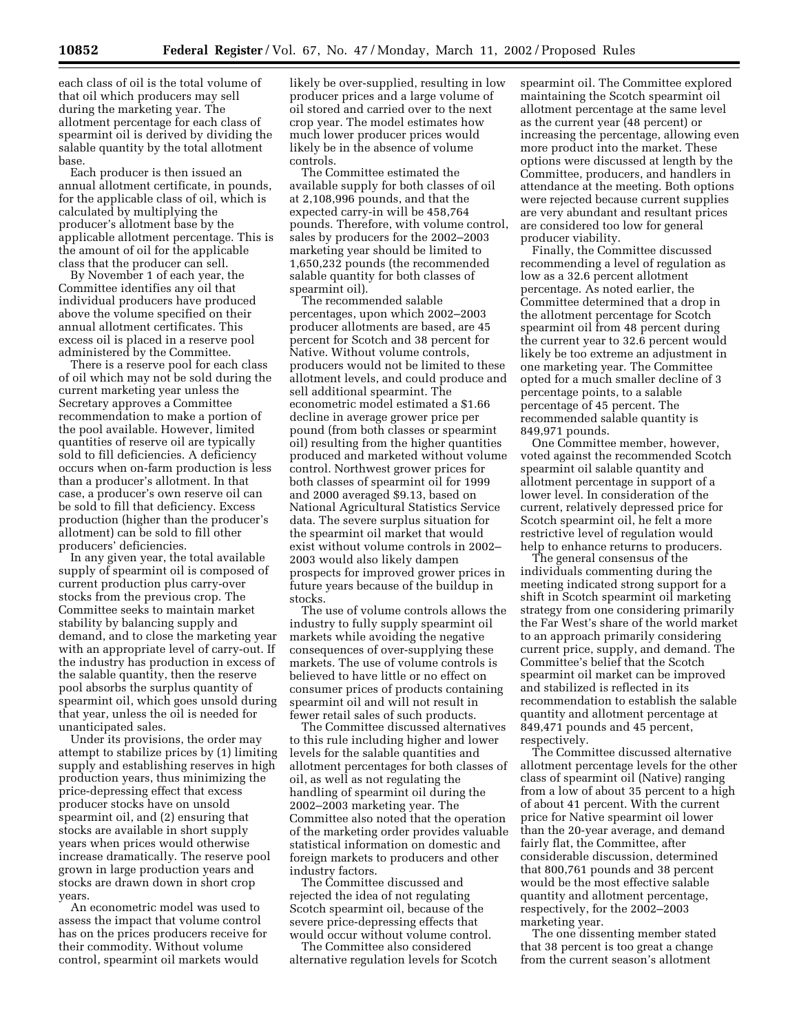each class of oil is the total volume of that oil which producers may sell during the marketing year. The allotment percentage for each class of spearmint oil is derived by dividing the salable quantity by the total allotment base.

Each producer is then issued an annual allotment certificate, in pounds, for the applicable class of oil, which is calculated by multiplying the producer's allotment base by the applicable allotment percentage. This is the amount of oil for the applicable class that the producer can sell.

By November 1 of each year, the Committee identifies any oil that individual producers have produced above the volume specified on their annual allotment certificates. This excess oil is placed in a reserve pool administered by the Committee.

There is a reserve pool for each class of oil which may not be sold during the current marketing year unless the Secretary approves a Committee recommendation to make a portion of the pool available. However, limited quantities of reserve oil are typically sold to fill deficiencies. A deficiency occurs when on-farm production is less than a producer's allotment. In that case, a producer's own reserve oil can be sold to fill that deficiency. Excess production (higher than the producer's allotment) can be sold to fill other producers' deficiencies.

In any given year, the total available supply of spearmint oil is composed of current production plus carry-over stocks from the previous crop. The Committee seeks to maintain market stability by balancing supply and demand, and to close the marketing year with an appropriate level of carry-out. If the industry has production in excess of the salable quantity, then the reserve pool absorbs the surplus quantity of spearmint oil, which goes unsold during that year, unless the oil is needed for unanticipated sales.

Under its provisions, the order may attempt to stabilize prices by (1) limiting supply and establishing reserves in high production years, thus minimizing the price-depressing effect that excess producer stocks have on unsold spearmint oil, and (2) ensuring that stocks are available in short supply years when prices would otherwise increase dramatically. The reserve pool grown in large production years and stocks are drawn down in short crop years.

An econometric model was used to assess the impact that volume control has on the prices producers receive for their commodity. Without volume control, spearmint oil markets would likely be over-supplied, resulting in low producer prices and a large volume of oil stored and carried over to the next crop year. The model estimates how much lower producer prices would likely be in the absence of volume controls.

The Committee estimated the available supply for both classes of oil at 2,108,996 pounds, and that the expected carry-in will be 458,764 pounds. Therefore, with volume control, sales by producers for the 2002–2003 marketing year should be limited to 1,650,232 pounds (the recommended salable quantity for both classes of spearmint oil).

The recommended salable percentages, upon which 2002–2003 producer allotments are based, are 45 percent for Scotch and 38 percent for Native. Without volume controls, producers would not be limited to these allotment levels, and could produce and sell additional spearmint. The econometric model estimated a $1.66 decline in average grower price per pound (from both classes or spearmint oil) resulting from the higher quantities produced and marketed without volume control. Northwest grower prices for both classes of spearmint oil for 1999 and 2000 averaged $9.13, based on National Agricultural Statistics Service data. The severe surplus situation for the spearmint oil market that would exist without volume controls in 2002–2003 would also likely dampen prospects for improved grower prices in future years because of the buildup in stocks.

The use of volume controls allows the industry to fully supply spearmint oil markets while avoiding the negative consequences of over-supplying these markets. The use of volume controls is believed to have little or no effect on consumer prices of products containing spearmint oil and will not result in fewer retail sales of such products.

The Committee discussed alternatives to this rule including higher and lower levels for the salable quantities and allotment percentages for both classes of oil, as well as not regulating the handling of spearmint oil during the 2002–2003 marketing year. The Committee also noted that the operation of the marketing order provides valuable statistical information on domestic and foreign markets to producers and other industry factors.

The Committee discussed and rejected the idea of not regulating Scotch spearmint oil, because of the severe price-depressing effects that would occur without volume control.

The Committee also considered alternative regulation levels for Scotch spearmint oil. The Committee explored maintaining the Scotch spearmint oil allotment percentage at the same level as the current year (48 percent) or increasing the percentage, allowing even more product into the market. These options were discussed at length by the Committee, producers, and handlers in attendance at the meeting. Both options were rejected because current supplies are very abundant and resultant prices are considered too low for general producer viability.

Finally, the Committee discussed recommending a level of regulation as low as a 32.6 percent allotment percentage. As noted earlier, the Committee determined that a drop in the allotment percentage for Scotch spearmint oil from 48 percent during the current year to 32.6 percent would likely be too extreme an adjustment in one marketing year. The Committee opted for a much smaller decline of 3 percentage points, to a salable percentage of 45 percent. The recommended salable quantity is 849,971 pounds.

One Committee member, however, voted against the recommended Scotch spearmint oil salable quantity and allotment percentage in support of a lower level. In consideration of the current, relatively depressed price for Scotch spearmint oil, he felt a more restrictive level of regulation would help to enhance returns to producers.

The general consensus of the individuals commenting during the meeting indicated strong support for a shift in Scotch spearmint oil marketing strategy from one considering primarily the Far West's share of the world market to an approach primarily considering current price, supply, and demand. The Committee's belief that the Scotch spearmint oil market can be improved and stabilized is reflected in its recommendation to establish the salable quantity and allotment percentage at 849,471 pounds and 45 percent, respectively.

The Committee discussed alternative allotment percentage levels for the other class of spearmint oil (Native) ranging from a low of about 35 percent to a high of about 41 percent. With the current price for Native spearmint oil lower than the 20-year average, and demand fairly flat, the Committee, after considerable discussion, determined that 800,761 pounds and 38 percent would be the most effective salable quantity and allotment percentage, respectively, for the 2002–2003 marketing year.

The one dissenting member stated that 38 percent is too great a change from the current season's allotment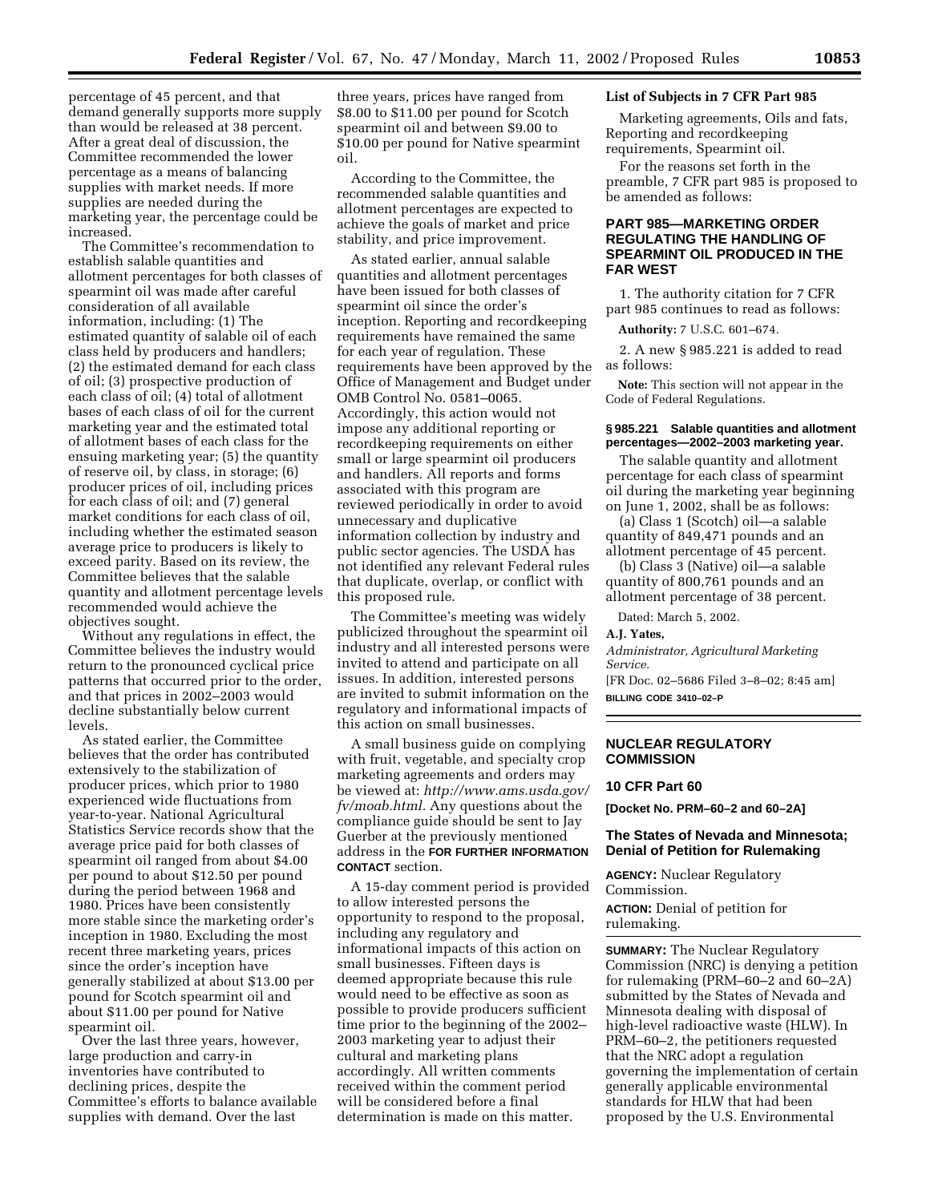percentage of 45 percent, and that demand generally supports more supply than would be released at 38 percent. After a great deal of discussion, the Committee recommended the lower percentage as a means of balancing supplies with market needs. If more supplies are needed during the marketing year, the percentage could be increased.

The Committee's recommendation to establish salable quantities and allotment percentages for both classes of spearmint oil was made after careful consideration of all available information, including: (1) The estimated quantity of salable oil of each class held by producers and handlers; (2) the estimated demand for each class of oil; (3) prospective production of each class of oil; (4) total of allotment bases of each class of oil for the current marketing year and the estimated total of allotment bases of each class for the ensuing marketing year; (5) the quantity of reserve oil, by class, in storage; (6) producer prices of oil, including prices for each class of oil; and (7) general market conditions for each class of oil, including whether the estimated season average price to producers is likely to exceed parity. Based on its review, the Committee believes that the salable quantity and allotment percentage levels recommended would achieve the objectives sought.

Without any regulations in effect, the Committee believes the industry would return to the pronounced cyclical price patterns that occurred prior to the order, and that prices in 2002–2003 would decline substantially below current levels.

As stated earlier, the Committee believes that the order has contributed extensively to the stabilization of producer prices, which prior to 1980 experienced wide fluctuations from year-to-year. National Agricultural Statistics Service records show that the average price paid for both classes of spearmint oil ranged from about $4.00 per pound to about $12.50 per pound during the period between 1968 and 1980. Prices have been consistently more stable since the marketing order's inception in 1980. Excluding the most recent three marketing years, prices since the order's inception have generally stabilized at about $13.00 per pound for Scotch spearmint oil and about $11.00 per pound for Native spearmint oil.

Over the last three years, however, large production and carry-in inventories have contributed to declining prices, despite the Committee's efforts to balance available supplies with demand. Over the last three years, prices have ranged from $8.00 to $11.00 per pound for Scotch spearmint oil and between $9.00 to $10.00 per pound for Native spearmint oil.

According to the Committee, the recommended salable quantities and allotment percentages are expected to achieve the goals of market and price stability, and price improvement.

As stated earlier, annual salable quantities and allotment percentages have been issued for both classes of spearmint oil since the order's inception. Reporting and recordkeeping requirements have remained the same for each year of regulation. These requirements have been approved by the Office of Management and Budget under OMB Control No. 0581–0065. Accordingly, this action would not impose any additional reporting or recordkeeping requirements on either small or large spearmint oil producers and handlers. All reports and forms associated with this program are reviewed periodically in order to avoid unnecessary and duplicative information collection by industry and public sector agencies. The USDA has not identified any relevant Federal rules that duplicate, overlap, or conflict with this proposed rule.

The Committee's meeting was widely publicized throughout the spearmint oil industry and all interested persons were invited to attend and participate on all issues. In addition, interested persons are invited to submit information on the regulatory and informational impacts of this action on small businesses.

A small business guide on complying with fruit, vegetable, and specialty crop marketing agreements and orders may be viewed at: *http://www.ams.usda.gov/fv/moab.html*. Any questions about the compliance guide should be sent to Jay Guerber at the previously mentioned address in the **FOR FURTHER INFORMATION CONTACT** section.

A 15-day comment period is provided to allow interested persons the opportunity to respond to the proposal, including any regulatory and informational impacts of this action on small businesses. Fifteen days is deemed appropriate because this rule would need to be effective as soon as possible to provide producers sufficient time prior to the beginning of the 2002–2003 marketing year to adjust their cultural and marketing plans accordingly. All written comments received within the comment period will be considered before a final determination is made on this matter.

**List of Subjects in 7 CFR Part 985**

Marketing agreements, Oils and fats, Reporting and recordkeeping requirements, Spearmint oil.

For the reasons set forth in the preamble, 7 CFR part 985 is proposed to be amended as follows:

## PART 985—MARKETING ORDER REGULATING THE HANDLING OF SPEARMINT OIL PRODUCED IN THE FAR WEST

1. The authority citation for 7 CFR part 985 continues to read as follows:

**Authority:** 7 U.S.C. 601–674.

2. A new § 985.221 is added to read as follows:

**Note:** This section will not appear in the Code of Federal Regulations.

**§ 985.221 Salable quantities and allotment percentages—2002–2003 marketing year.**

The salable quantity and allotment percentage for each class of spearmint oil during the marketing year beginning on June 1, 2002, shall be as follows:

(a) Class 1 (Scotch) oil—a salable quantity of 849,471 pounds and an allotment percentage of 45 percent.

(b) Class 3 (Native) oil—a salable quantity of 800,761 pounds and an allotment percentage of 38 percent.

Dated: March 5, 2002.

**A.J. Yates,**

*Administrator, Agricultural Marketing Service.*

[FR Doc. 02–5686 Filed 3–8–02; 8:45 am]

**BILLING CODE 3410–02–P**

---

## NUCLEAR REGULATORY COMMISSION

### 10 CFR Part 60

**[Docket No. PRM–60–2 and 60–2A]**

### The States of Nevada and Minnesota; Denial of Petition for Rulemaking

**AGENCY:** Nuclear Regulatory Commission.

**ACTION:** Denial of petition for rulemaking.

**SUMMARY:** The Nuclear Regulatory Commission (NRC) is denying a petition for rulemaking (PRM–60–2 and 60–2A) submitted by the States of Nevada and Minnesota dealing with disposal of high-level radioactive waste (HLW). In PRM–60–2, the petitioners requested that the NRC adopt a regulation governing the implementation of certain generally applicable environmental standards for HLW that had been proposed by the U.S. Environmental